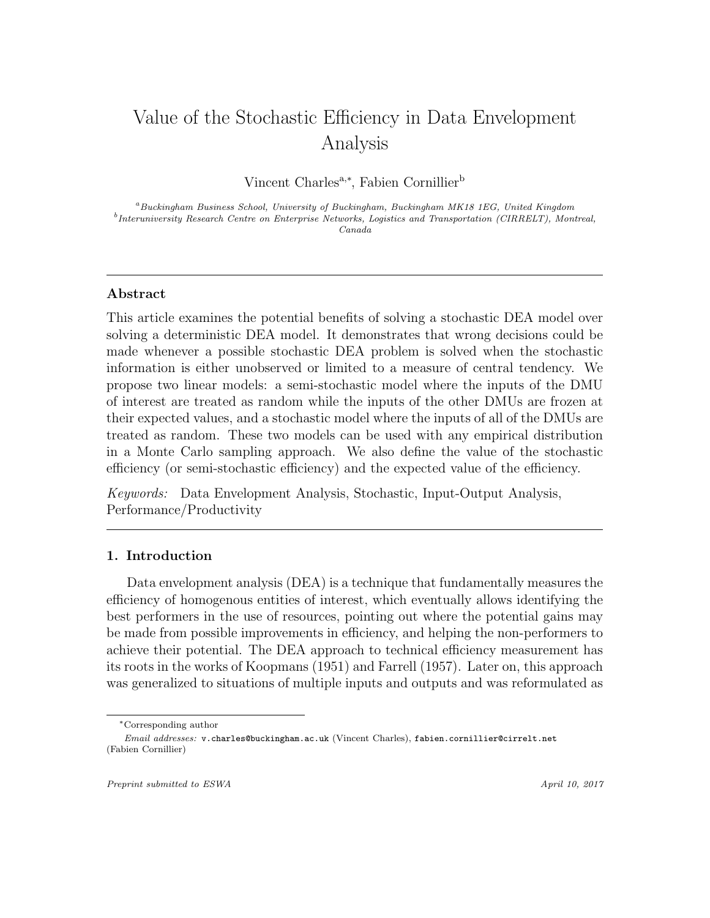# Value of the Stochastic Efficiency in Data Envelopment Analysis

Vincent Charles[a,*], Fabien Cornillier[b]

[a] *Buckingham Business School, University of Buckingham, Buckingham MK18 1EG, United Kingdom*
[b] *Interuniversity Research Centre on Enterprise Networks, Logistics and Transportation (CIRRELT), Montreal, Canada*

---

## Abstract

This article examines the potential benefits of solving a stochastic DEA model over solving a deterministic DEA model. It demonstrates that wrong decisions could be made whenever a possible stochastic DEA problem is solved when the stochastic information is either unobserved or limited to a measure of central tendency. We propose two linear models: a semi-stochastic model where the inputs of the DMU of interest are treated as random while the inputs of the other DMUs are frozen at their expected values, and a stochastic model where the inputs of all of the DMUs are treated as random. These two models can be used with any empirical distribution in a Monte Carlo sampling approach. We also define the value of the stochastic efficiency (or semi-stochastic efficiency) and the expected value of the efficiency.

*Keywords:* Data Envelopment Analysis, Stochastic, Input-Output Analysis, Performance/Productivity

---

## 1. Introduction

Data envelopment analysis (DEA) is a technique that fundamentally measures the efficiency of homogenous entities of interest, which eventually allows identifying the best performers in the use of resources, pointing out where the potential gains may be made from possible improvements in efficiency, and helping the non-performers to achieve their potential. The DEA approach to technical efficiency measurement has its roots in the works of Koopmans (1951) and Farrell (1957). Later on, this approach was generalized to situations of multiple inputs and outputs and was reformulated as

---

*Corresponding author

*Email addresses:* v.charles@buckingham.ac.uk (Vincent Charles), fabien.cornillier@cirrelt.net (Fabien Cornillier)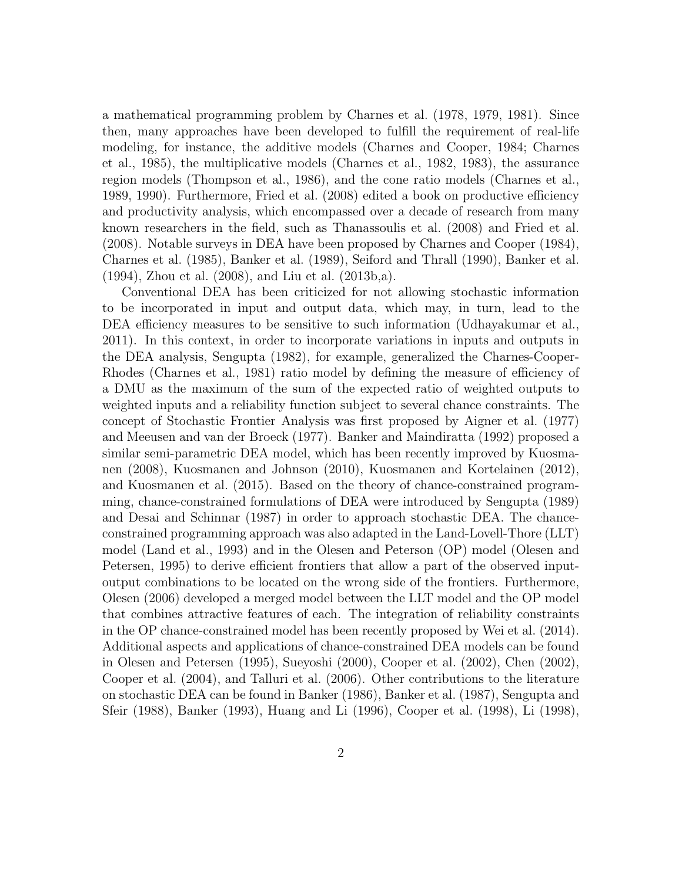a mathematical programming problem by Charnes et al. (1978, 1979, 1981). Since then, many approaches have been developed to fulfill the requirement of real-life modeling, for instance, the additive models (Charnes and Cooper, 1984; Charnes et al., 1985), the multiplicative models (Charnes et al., 1982, 1983), the assurance region models (Thompson et al., 1986), and the cone ratio models (Charnes et al., 1989, 1990). Furthermore, Fried et al. (2008) edited a book on productive efficiency and productivity analysis, which encompassed over a decade of research from many known researchers in the field, such as Thanassoulis et al. (2008) and Fried et al. (2008). Notable surveys in DEA have been proposed by Charnes and Cooper (1984), Charnes et al. (1985), Banker et al. (1989), Seiford and Thrall (1990), Banker et al. (1994), Zhou et al. (2008), and Liu et al. (2013b,a).

Conventional DEA has been criticized for not allowing stochastic information to be incorporated in input and output data, which may, in turn, lead to the DEA efficiency measures to be sensitive to such information (Udhayakumar et al., 2011). In this context, in order to incorporate variations in inputs and outputs in the DEA analysis, Sengupta (1982), for example, generalized the Charnes-Cooper-Rhodes (Charnes et al., 1981) ratio model by defining the measure of efficiency of a DMU as the maximum of the sum of the expected ratio of weighted outputs to weighted inputs and a reliability function subject to several chance constraints. The concept of Stochastic Frontier Analysis was first proposed by Aigner et al. (1977) and Meeusen and van der Broeck (1977). Banker and Maindiratta (1992) proposed a similar semi-parametric DEA model, which has been recently improved by Kuosmanen (2008), Kuosmanen and Johnson (2010), Kuosmanen and Kortelainen (2012), and Kuosmanen et al. (2015). Based on the theory of chance-constrained programming, chance-constrained formulations of DEA were introduced by Sengupta (1989) and Desai and Schinnar (1987) in order to approach stochastic DEA. The chance-constrained programming approach was also adapted in the Land-Lovell-Thore (LLT) model (Land et al., 1993) and in the Olesen and Peterson (OP) model (Olesen and Petersen, 1995) to derive efficient frontiers that allow a part of the observed input-output combinations to be located on the wrong side of the frontiers. Furthermore, Olesen (2006) developed a merged model between the LLT model and the OP model that combines attractive features of each. The integration of reliability constraints in the OP chance-constrained model has been recently proposed by Wei et al. (2014). Additional aspects and applications of chance-constrained DEA models can be found in Olesen and Petersen (1995), Sueyoshi (2000), Cooper et al. (2002), Chen (2002), Cooper et al. (2004), and Talluri et al. (2006). Other contributions to the literature on stochastic DEA can be found in Banker (1986), Banker et al. (1987), Sengupta and Sfeir (1988), Banker (1993), Huang and Li (1996), Cooper et al. (1998), Li (1998),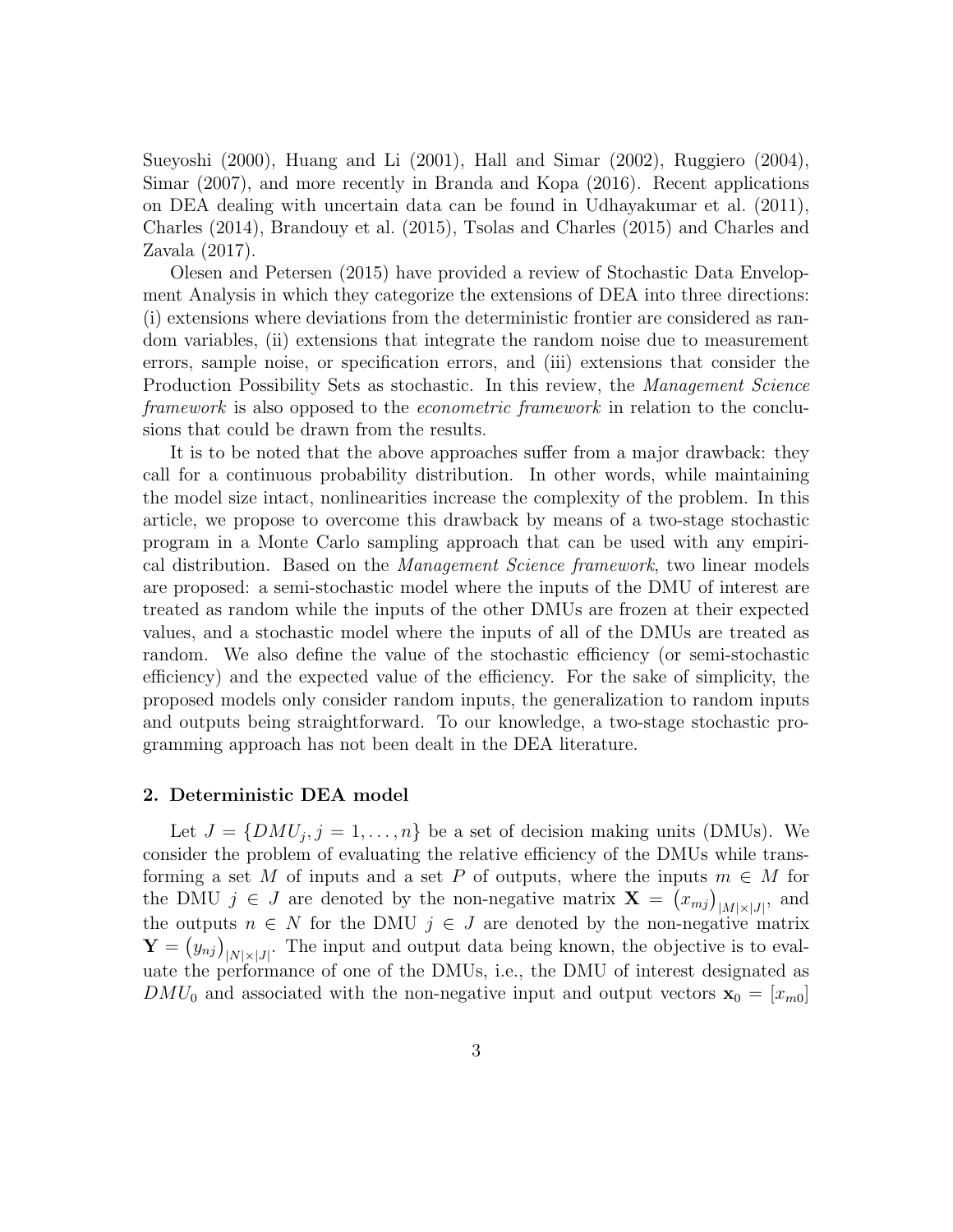Sueyoshi (2000), Huang and Li (2001), Hall and Simar (2002), Ruggiero (2004), Simar (2007), and more recently in Branda and Kopa (2016). Recent applications on DEA dealing with uncertain data can be found in Udhayakumar et al. (2011), Charles (2014), Brandouy et al. (2015), Tsolas and Charles (2015) and Charles and Zavala (2017).

Olesen and Petersen (2015) have provided a review of Stochastic Data Envelopment Analysis in which they categorize the extensions of DEA into three directions: (i) extensions where deviations from the deterministic frontier are considered as random variables, (ii) extensions that integrate the random noise due to measurement errors, sample noise, or specification errors, and (iii) extensions that consider the Production Possibility Sets as stochastic. In this review, the *Management Science framework* is also opposed to the *econometric framework* in relation to the conclusions that could be drawn from the results.

It is to be noted that the above approaches suffer from a major drawback: they call for a continuous probability distribution. In other words, while maintaining the model size intact, nonlinearities increase the complexity of the problem. In this article, we propose to overcome this drawback by means of a two-stage stochastic program in a Monte Carlo sampling approach that can be used with any empirical distribution. Based on the *Management Science framework*, two linear models are proposed: a semi-stochastic model where the inputs of the DMU of interest are treated as random while the inputs of the other DMUs are frozen at their expected values, and a stochastic model where the inputs of all of the DMUs are treated as random. We also define the value of the stochastic efficiency (or semi-stochastic efficiency) and the expected value of the efficiency. For the sake of simplicity, the proposed models only consider random inputs, the generalization to random inputs and outputs being straightforward. To our knowledge, a two-stage stochastic programming approach has not been dealt in the DEA literature.

## 2. Deterministic DEA model

Let $J = \{DMU_j, j = 1, \ldots, n\}$ be a set of decision making units (DMUs). We consider the problem of evaluating the relative efficiency of the DMUs while transforming a set $M$ of inputs and a set $P$ of outputs, where the inputs $m \in M$ for the DMU $j \in J$ are denoted by the non-negative matrix $\mathbf{X} = \left(x_{mj}\right)_{|M|\times|J|}$, and the outputs $n \in N$ for the DMU $j \in J$ are denoted by the non-negative matrix $\mathbf{Y} = \left(y_{nj}\right)_{|N|\times|J|}$. The input and output data being known, the objective is to evaluate the performance of one of the DMUs, i.e., the DMU of interest designated as $DMU_0$ and associated with the non-negative input and output vectors $\mathbf{x}_0 = [x_{m0}]$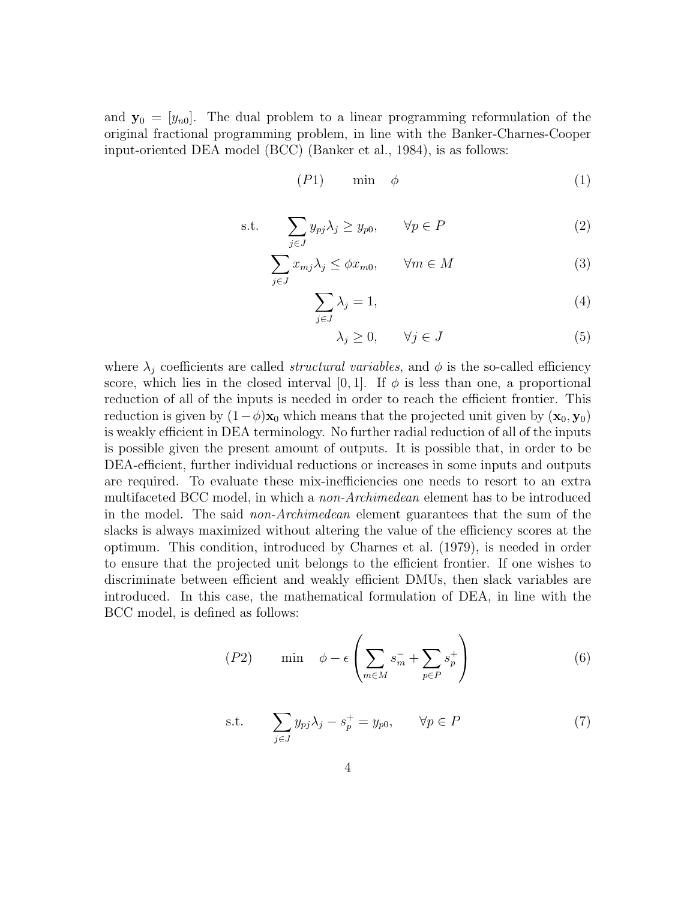and $\mathbf{y}_0 = [y_{n0}]$. The dual problem to a linear programming reformulation of the original fractional programming problem, in line with the Banker-Charnes-Cooper input-oriented DEA model (BCC) (Banker et al., 1984), is as follows:

$$(P1) \qquad \min \quad \phi \tag{1}$$

$$\text{s.t.} \qquad \sum_{j \in J} y_{pj}\lambda_j \geq y_{p0}, \qquad \forall p \in P \tag{2}$$

$$\sum_{j \in J} x_{mj}\lambda_j \leq \phi x_{m0}, \qquad \forall m \in M \tag{3}$$

$$\sum_{j \in J} \lambda_j = 1, \tag{4}$$

$$\lambda_j \geq 0, \qquad \forall j \in J \tag{5}$$

where $\lambda_j$ coefficients are called *structural variables*, and $\phi$ is the so-called efficiency score, which lies in the closed interval $[0, 1]$. If $\phi$ is less than one, a proportional reduction of all of the inputs is needed in order to reach the efficient frontier. This reduction is given by $(1 - \phi)\mathbf{x}_0$ which means that the projected unit given by $(\mathbf{x}_0, \mathbf{y}_0)$ is weakly efficient in DEA terminology. No further radial reduction of all of the inputs is possible given the present amount of outputs. It is possible that, in order to be DEA-efficient, further individual reductions or increases in some inputs and outputs are required. To evaluate these mix-inefficiencies one needs to resort to an extra multifaceted BCC model, in which a *non-Archimedean* element has to be introduced in the model. The said *non-Archimedean* element guarantees that the sum of the slacks is always maximized without altering the value of the efficiency scores at the optimum. This condition, introduced by Charnes et al. (1979), is needed in order to ensure that the projected unit belongs to the efficient frontier. If one wishes to discriminate between efficient and weakly efficient DMUs, then slack variables are introduced. In this case, the mathematical formulation of DEA, in line with the BCC model, is defined as follows:

$$(P2) \qquad \min \quad \phi - \epsilon \left( \sum_{m \in M} s_m^- + \sum_{p \in P} s_p^+ \right) \tag{6}$$

$$\text{s.t.} \qquad \sum_{j \in J} y_{pj}\lambda_j - s_p^+ = y_{p0}, \qquad \forall p \in P \tag{7}$$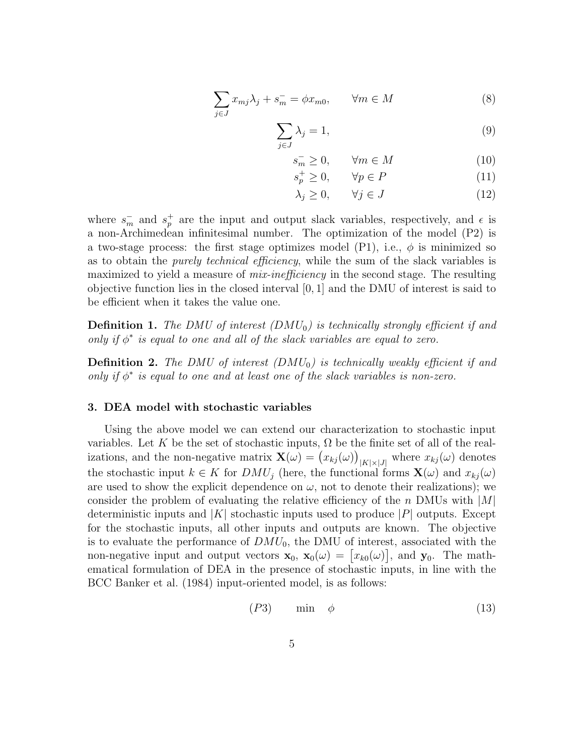$$\sum_{j \in J} x_{mj}\lambda_j + s_m^- = \phi x_{m0}, \qquad \forall m \in M \tag{8}$$

$$\sum_{j \in J} \lambda_j = 1, \tag{9}$$

$$s_m^- \geq 0, \qquad \forall m \in M \tag{10}$$

$$s_p^+ \geq 0, \qquad \forall p \in P \tag{11}$$

$$\lambda_j \geq 0, \qquad \forall j \in J \tag{12}$$

where $s_m^-$ and $s_p^+$ are the input and output slack variables, respectively, and $\epsilon$ is a non-Archimedean infinitesimal number. The optimization of the model (P2) is a two-stage process: the first stage optimizes model (P1), i.e., $\phi$ is minimized so as to obtain the *purely technical efficiency*, while the sum of the slack variables is maximized to yield a measure of *mix-inefficiency* in the second stage. The resulting objective function lies in the closed interval $[0, 1]$ and the DMU of interest is said to be efficient when it takes the value one.

**Definition 1.** *The DMU of interest ($DMU_0$) is technically strongly efficient if and only if $\phi^*$ is equal to one and all of the slack variables are equal to zero.*

**Definition 2.** *The DMU of interest ($DMU_0$) is technically weakly efficient if and only if $\phi^*$ is equal to one and at least one of the slack variables is non-zero.*

### 3. DEA model with stochastic variables

Using the above model we can extend our characterization to stochastic input variables. Let $K$ be the set of stochastic inputs, $\Omega$ be the finite set of all of the realizations, and the non-negative matrix $\mathbf{X}(\omega) = \left(x_{kj}(\omega)\right)_{|K|\times|J|}$ where $x_{kj}(\omega)$ denotes the stochastic input $k \in K$ for $DMU_j$ (here, the functional forms $\mathbf{X}(\omega)$ and $x_{kj}(\omega)$ are used to show the explicit dependence on $\omega$, not to denote their realizations); we consider the problem of evaluating the relative efficiency of the $n$ DMUs with $|M|$ deterministic inputs and $|K|$ stochastic inputs used to produce $|P|$ outputs. Except for the stochastic inputs, all other inputs and outputs are known. The objective is to evaluate the performance of $DMU_0$, the DMU of interest, associated with the non-negative input and output vectors $\mathbf{x}_0$, $\mathbf{x}_0(\omega) = \left[x_{k0}(\omega)\right]$, and $\mathbf{y}_0$. The mathematical formulation of DEA in the presence of stochastic inputs, in line with the BCC Banker et al. (1984) input-oriented model, is as follows:

$$(P3) \qquad \min \quad \phi \tag{13}$$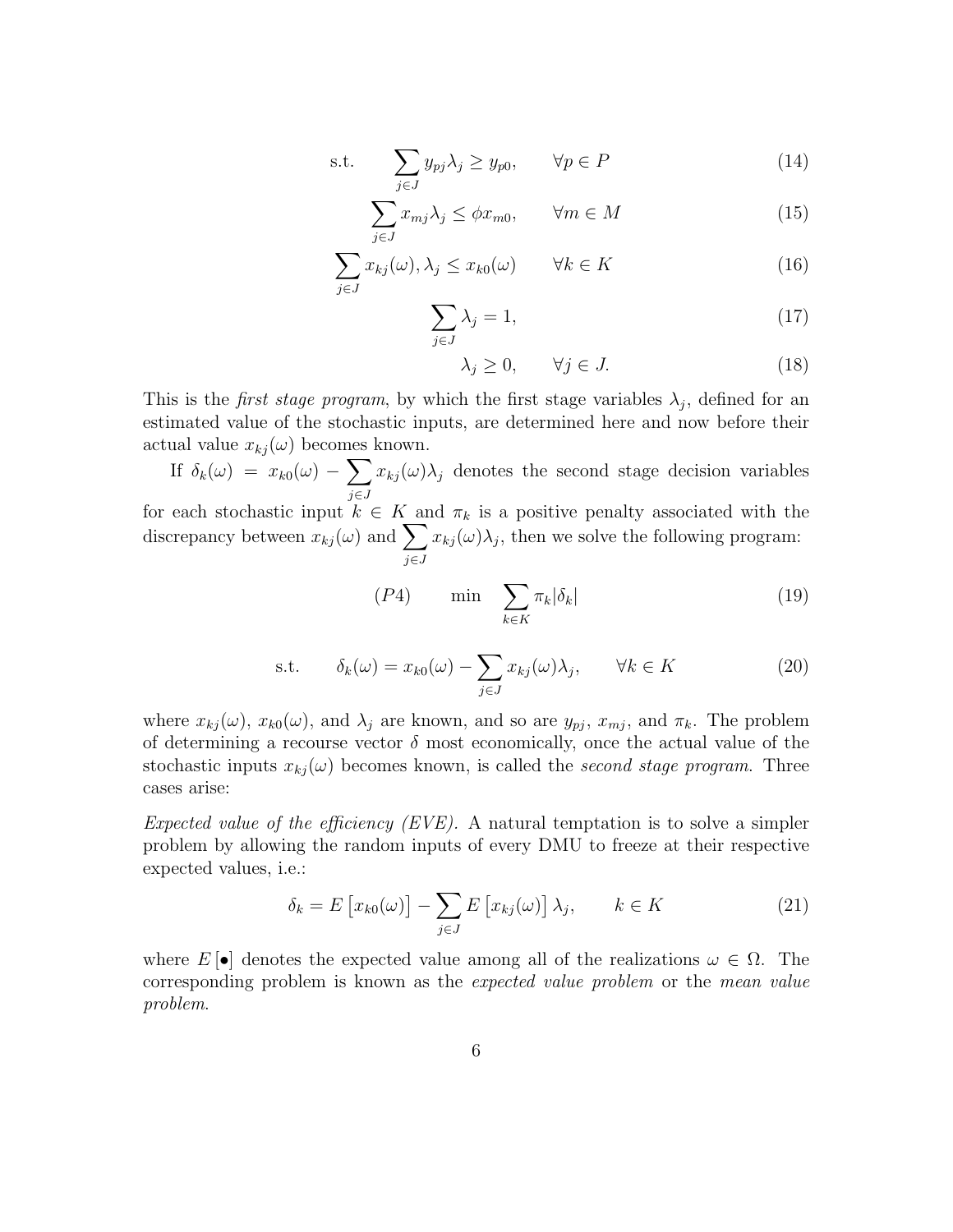$$\text{s.t.} \qquad \sum_{j \in J} y_{pj} \lambda_j \geq y_{p0}, \qquad \forall p \in P \tag{14}$$

$$\sum_{j \in J} x_{mj} \lambda_j \leq \phi x_{m0}, \qquad \forall m \in M \tag{15}$$

$$\sum_{j \in J} x_{kj}(\omega), \lambda_j \leq x_{k0}(\omega) \qquad \forall k \in K \tag{16}$$

$$\sum_{j \in J} \lambda_j = 1, \tag{17}$$

$$\lambda_j \geq 0, \qquad \forall j \in J. \tag{18}$$

This is the *first stage program*, by which the first stage variables $\lambda_j$, defined for an estimated value of the stochastic inputs, are determined here and now before their actual value $x_{kj}(\omega)$ becomes known.

If $\delta_k(\omega) = x_{k0}(\omega) - \sum_{j \in J} x_{kj}(\omega)\lambda_j$ denotes the second stage decision variables for each stochastic input $k \in K$ and $\pi_k$ is a positive penalty associated with the discrepancy between $x_{kj}(\omega)$ and $\sum_{j \in J} x_{kj}(\omega)\lambda_j$, then we solve the following program:

$$(P4) \qquad \min \quad \sum_{k \in K} \pi_k |\delta_k| \tag{19}$$

$$\text{s.t.} \qquad \delta_k(\omega) = x_{k0}(\omega) - \sum_{j \in J} x_{kj}(\omega)\lambda_j, \qquad \forall k \in K \tag{20}$$

where $x_{kj}(\omega)$, $x_{k0}(\omega)$, and $\lambda_j$ are known, and so are $y_{pj}$, $x_{mj}$, and $\pi_k$. The problem of determining a recourse vector $\delta$ most economically, once the actual value of the stochastic inputs $x_{kj}(\omega)$ becomes known, is called the *second stage program*. Three cases arise:

*Expected value of the efficiency (EVE).* A natural temptation is to solve a simpler problem by allowing the random inputs of every DMU to freeze at their respective expected values, i.e.:

$$\delta_k = E\left[x_{k0}(\omega)\right] - \sum_{j \in J} E\left[x_{kj}(\omega)\right]\lambda_j, \qquad k \in K \tag{21}$$

where $E[\bullet]$ denotes the expected value among all of the realizations $\omega \in \Omega$. The corresponding problem is known as the *expected value problem* or the *mean value problem.*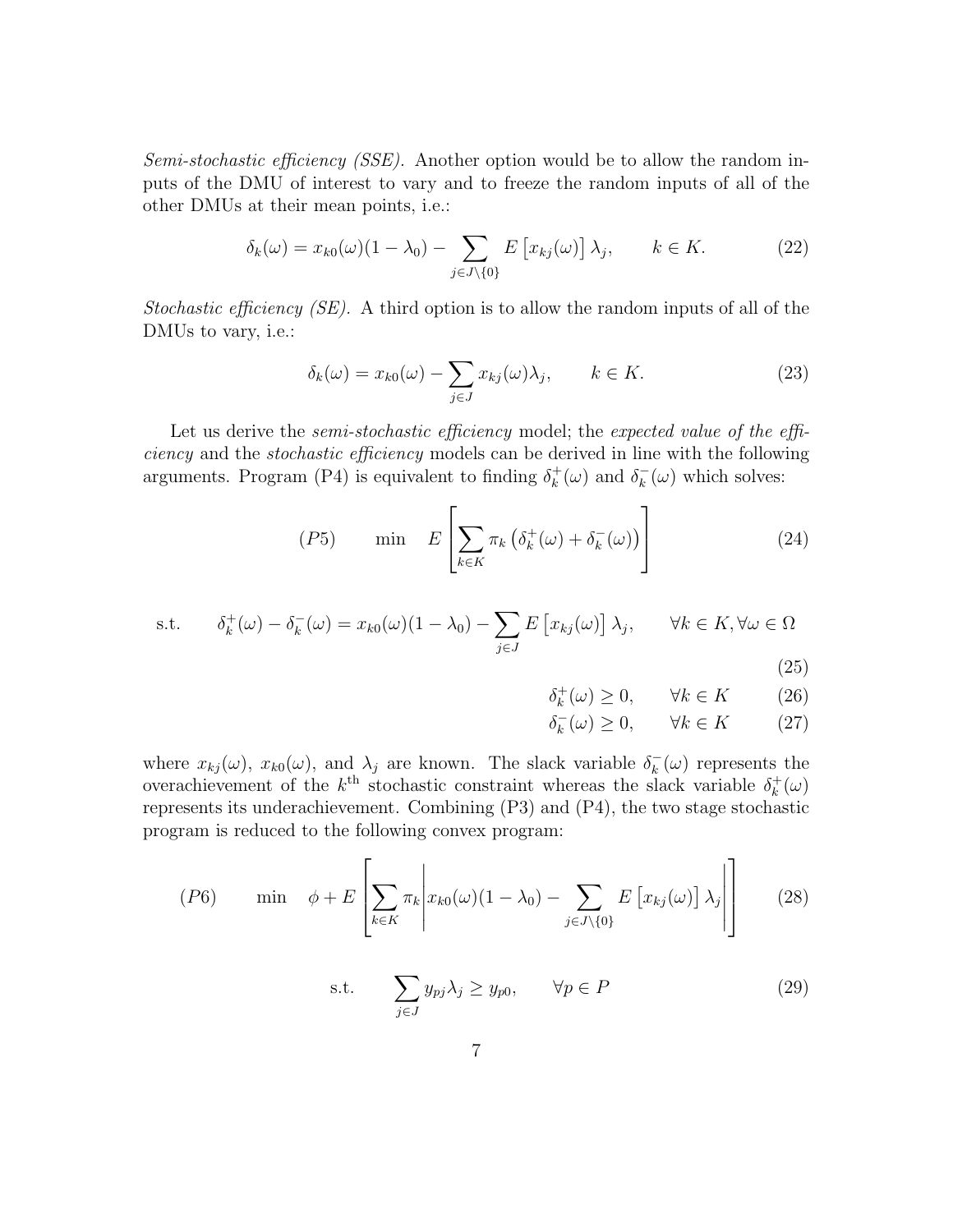*Semi-stochastic efficiency (SSE).* Another option would be to allow the random inputs of the DMU of interest to vary and to freeze the random inputs of all of the other DMUs at their mean points, i.e.:

$$\delta_k(\omega) = x_{k0}(\omega)(1-\lambda_0) - \sum_{j \in J \setminus \{0\}} E\left[x_{kj}(\omega)\right]\lambda_j, \qquad k \in K. \tag{22}$$

*Stochastic efficiency (SE).* A third option is to allow the random inputs of all of the DMUs to vary, i.e.:

$$\delta_k(\omega) = x_{k0}(\omega) - \sum_{j \in J} x_{kj}(\omega)\lambda_j, \qquad k \in K. \tag{23}$$

Let us derive the *semi-stochastic efficiency* model; the *expected value of the efficiency* and the *stochastic efficiency* models can be derived in line with the following arguments. Program (P4) is equivalent to finding $\delta_k^+(\omega)$ and $\delta_k^-(\omega)$ which solves:

$$(P5) \qquad \min \quad E\left[\sum_{k \in K} \pi_k \left(\delta_k^+(\omega) + \delta_k^-(\omega)\right)\right] \tag{24}$$

$$\text{s.t.} \qquad \delta_k^+(\omega) - \delta_k^-(\omega) = x_{k0}(\omega)(1-\lambda_0) - \sum_{j \in J} E\left[x_{kj}(\omega)\right]\lambda_j, \qquad \forall k \in K, \forall \omega \in \Omega \tag{25}$$

$$\delta_k^+(\omega) \geq 0, \qquad \forall k \in K \tag{26}$$

$$\delta_k^-(\omega) \geq 0, \qquad \forall k \in K \tag{27}$$

where $x_{kj}(\omega)$, $x_{k0}(\omega)$, and $\lambda_j$ are known. The slack variable $\delta_k^-(\omega)$ represents the overachievement of the $k^{\text{th}}$ stochastic constraint whereas the slack variable $\delta_k^+(\omega)$ represents its underachievement. Combining (P3) and (P4), the two stage stochastic program is reduced to the following convex program:

$$(P6) \qquad \min \quad \phi + E\left[\sum_{k \in K} \pi_k \left| x_{k0}(\omega)(1-\lambda_0) - \sum_{j \in J \setminus \{0\}} E\left[x_{kj}(\omega)\right]\lambda_j \right|\right] \tag{28}$$

$$\text{s.t.} \qquad \sum_{j \in J} y_{pj}\lambda_j \geq y_{p0}, \qquad \forall p \in P \tag{29}$$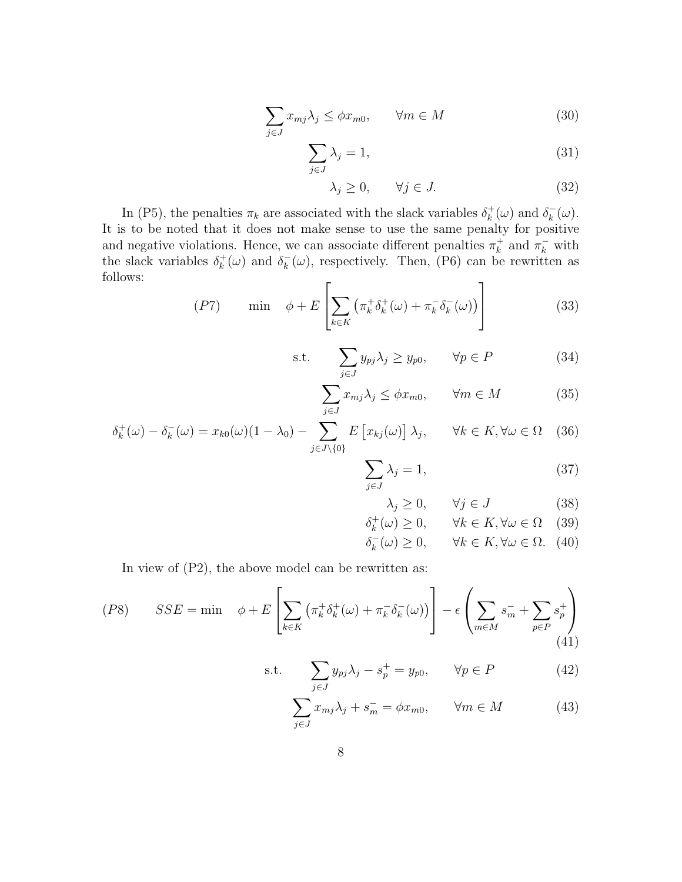$$\sum_{j \in J} x_{mj} \lambda_j \leq \phi x_{m0}, \qquad \forall m \in M \tag{30}$$

$$\sum_{j \in J} \lambda_j = 1, \tag{31}$$

$$\lambda_j \geq 0, \qquad \forall j \in J. \tag{32}$$

In (P5), the penalties $\pi_k$ are associated with the slack variables $\delta_k^+(\omega)$ and $\delta_k^-(\omega)$. It is to be noted that it does not make sense to use the same penalty for positive and negative violations. Hence, we can associate different penalties $\pi_k^+$ and $\pi_k^-$ with the slack variables $\delta_k^+(\omega)$ and $\delta_k^-(\omega)$, respectively. Then, (P6) can be rewritten as follows:

$$(P7) \qquad \min \quad \phi + E\left[\sum_{k \in K} \left(\pi_k^+ \delta_k^+(\omega) + \pi_k^- \delta_k^-(\omega)\right)\right] \tag{33}$$

$$\text{s.t.} \qquad \sum_{j \in J} y_{pj} \lambda_j \geq y_{p0}, \qquad \forall p \in P \tag{34}$$

$$\sum_{j \in J} x_{mj} \lambda_j \leq \phi x_{m0}, \qquad \forall m \in M \tag{35}$$

$$\delta_k^+(\omega) - \delta_k^-(\omega) = x_{k0}(\omega)(1 - \lambda_0) - \sum_{j \in J \setminus \{0\}} E\left[x_{kj}(\omega)\right] \lambda_j, \qquad \forall k \in K, \forall \omega \in \Omega \tag{36}$$

$$\sum_{j \in J} \lambda_j = 1, \tag{37}$$

$$\lambda_j \geq 0, \qquad \forall j \in J \tag{38}$$

$$\delta_k^+(\omega) \geq 0, \qquad \forall k \in K, \forall \omega \in \Omega \tag{39}$$

$$\delta_k^-(\omega) \geq 0, \qquad \forall k \in K, \forall \omega \in \Omega. \tag{40}$$

In view of (P2), the above model can be rewritten as:

$$(P8) \qquad SSE = \min \quad \phi + E\left[\sum_{k \in K} \left(\pi_k^+ \delta_k^+(\omega) + \pi_k^- \delta_k^-(\omega)\right)\right] - \epsilon\left(\sum_{m \in M} s_m^- + \sum_{p \in P} s_p^+\right) \tag{41}$$

$$\text{s.t.} \qquad \sum_{j \in J} y_{pj} \lambda_j - s_p^+ = y_{p0}, \qquad \forall p \in P \tag{42}$$

$$\sum_{j \in J} x_{mj} \lambda_j + s_m^- = \phi x_{m0}, \qquad \forall m \in M \tag{43}$$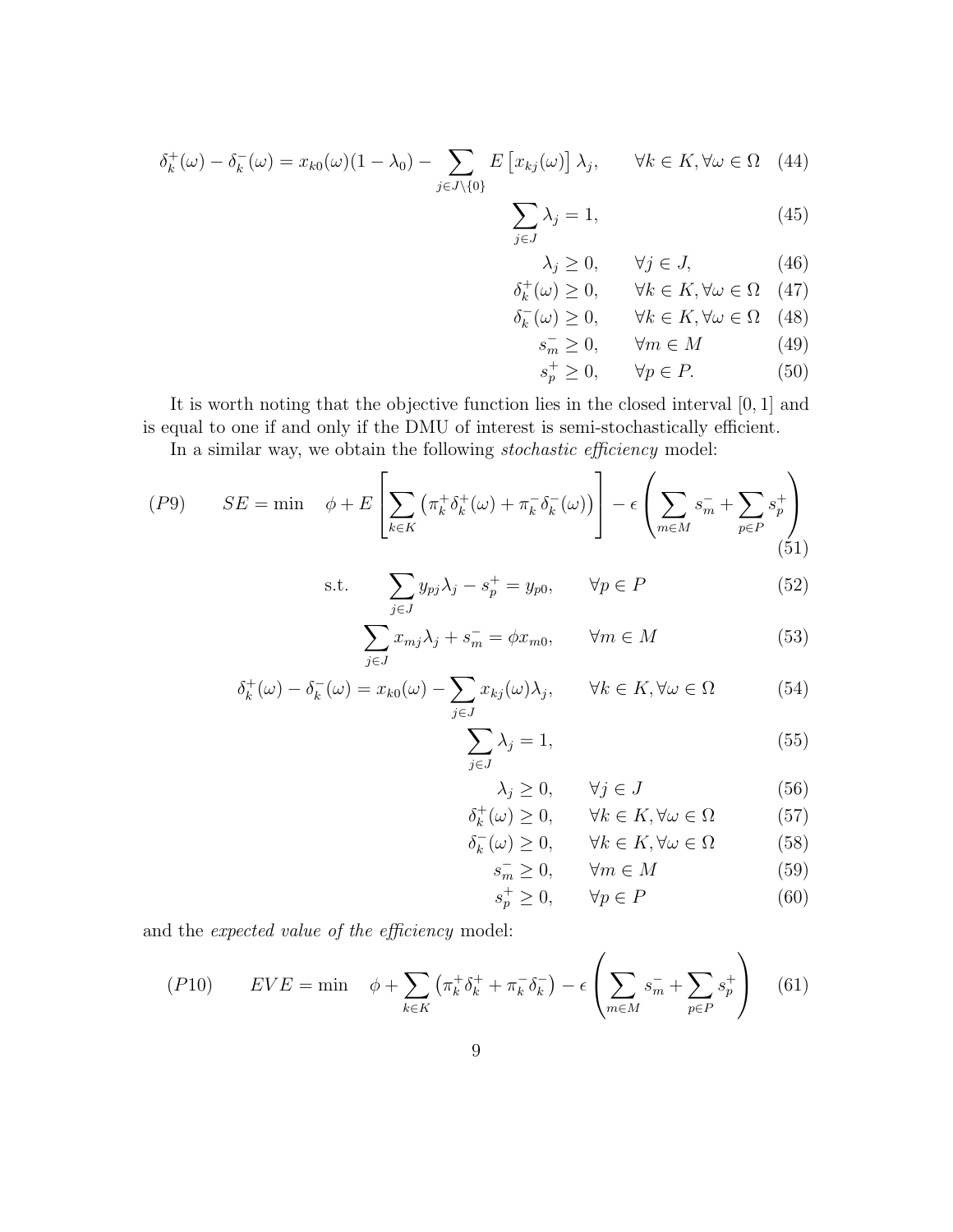$$\delta_k^+(\omega) - \delta_k^-(\omega) = x_{k0}(\omega)(1-\lambda_0) - \sum_{j \in J \setminus \{0\}} E\left[x_{kj}(\omega)\right]\lambda_j, \qquad \forall k \in K, \forall \omega \in \Omega \quad (44)$$

$$\sum_{j \in J} \lambda_j = 1, \quad (45)$$

$$\lambda_j \geq 0, \qquad \forall j \in J, \quad (46)$$

$$\delta_k^+(\omega) \geq 0, \qquad \forall k \in K, \forall \omega \in \Omega \quad (47)$$

$$\delta_k^-(\omega) \geq 0, \qquad \forall k \in K, \forall \omega \in \Omega \quad (48)$$

$$s_m^- \geq 0, \qquad \forall m \in M \quad (49)$$

$$s_p^+ \geq 0, \qquad \forall p \in P. \quad (50)$$

It is worth noting that the objective function lies in the closed interval $[0, 1]$ and is equal to one if and only if the DMU of interest is semi-stochastically efficient.

In a similar way, we obtain the following *stochastic efficiency* model:

$$(P9) \qquad SE = \min \quad \phi + E\left[\sum_{k \in K}\left(\pi_k^+\delta_k^+(\omega) + \pi_k^-\delta_k^-(\omega)\right)\right] - \epsilon\left(\sum_{m \in M} s_m^- + \sum_{p \in P} s_p^+\right) \quad (51)$$

$$\text{s.t.} \qquad \sum_{j \in J} y_{pj}\lambda_j - s_p^+ = y_{p0}, \qquad \forall p \in P \quad (52)$$

$$\sum_{j \in J} x_{mj}\lambda_j + s_m^- = \phi x_{m0}, \qquad \forall m \in M \quad (53)$$

$$\delta_k^+(\omega) - \delta_k^-(\omega) = x_{k0}(\omega) - \sum_{j \in J} x_{kj}(\omega)\lambda_j, \qquad \forall k \in K, \forall \omega \in \Omega \quad (54)$$

$$\sum_{j \in J} \lambda_j = 1, \quad (55)$$

$$\lambda_j \geq 0, \qquad \forall j \in J \quad (56)$$

$$\delta_k^+(\omega) \geq 0, \qquad \forall k \in K, \forall \omega \in \Omega \quad (57)$$

$$\delta_k^-(\omega) \geq 0, \qquad \forall k \in K, \forall \omega \in \Omega \quad (58)$$

$$s_m^- \geq 0, \qquad \forall m \in M \quad (59)$$

$$s_p^+ \geq 0, \qquad \forall p \in P \quad (60)$$

and the *expected value of the efficiency* model:

$$(P10) \qquad EVE = \min \quad \phi + \sum_{k \in K}\left(\pi_k^+\delta_k^+ + \pi_k^-\delta_k^-\right) - \epsilon\left(\sum_{m \in M} s_m^- + \sum_{p \in P} s_p^+\right) \quad (61)$$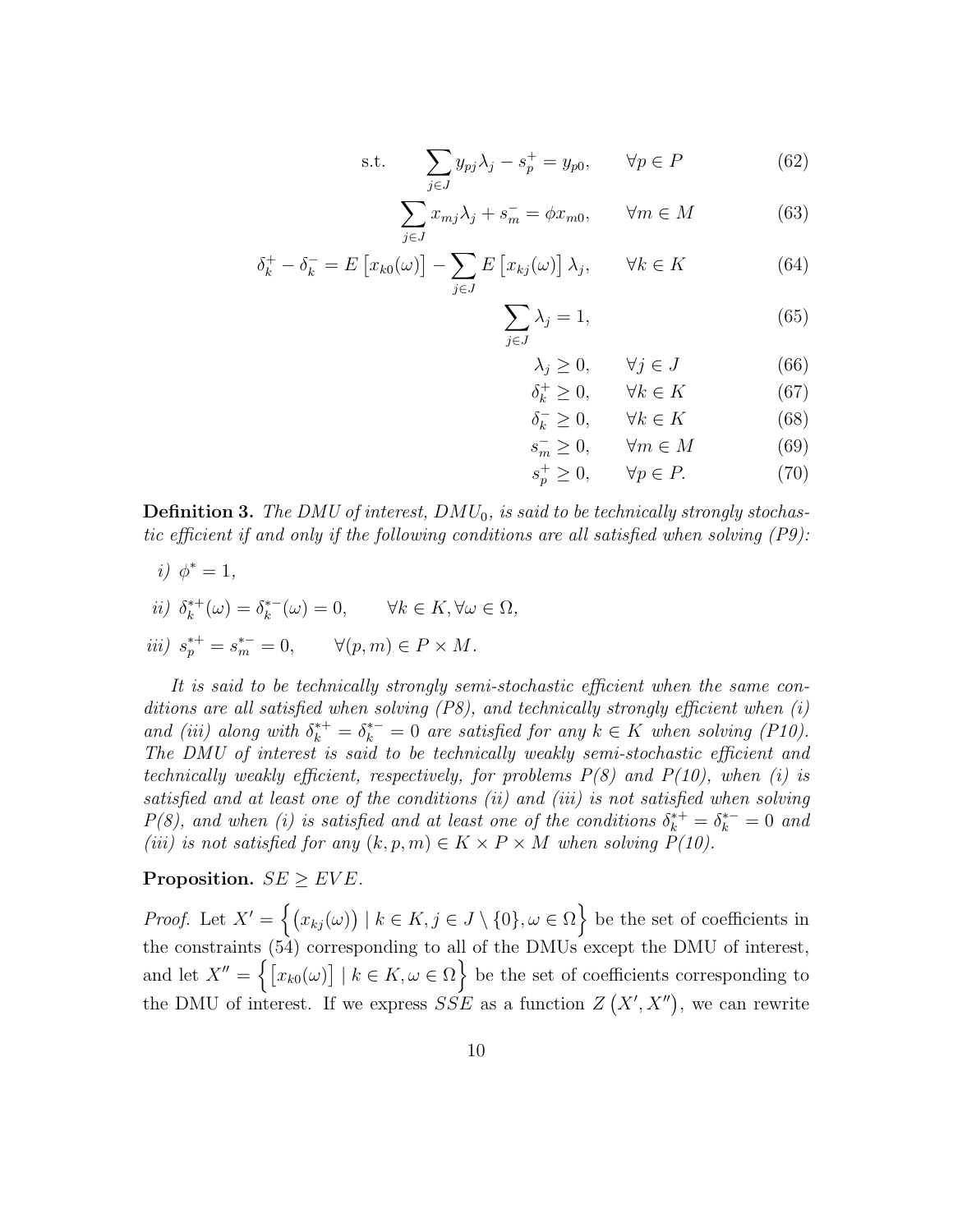$$
\text{s.t.} \qquad \sum_{j \in J} y_{pj} \lambda_j - s_p^+ = y_{p0}, \qquad \forall p \in P \tag{62}
$$

$$
\sum_{j \in J} x_{mj} \lambda_j + s_m^- = \phi x_{m0}, \qquad \forall m \in M \tag{63}
$$

$$
\delta_k^+ - \delta_k^- = E\left[x_{k0}(\omega)\right] - \sum_{j \in J} E\left[x_{kj}(\omega)\right] \lambda_j, \qquad \forall k \in K \tag{64}
$$

$$
\sum_{j \in J} \lambda_j = 1, \tag{65}
$$

$$
\lambda_j \geq 0, \qquad \forall j \in J \tag{66}
$$

$$
\delta_k^+ \geq 0, \qquad \forall k \in K \tag{67}
$$

$$
\delta_k^- \geq 0, \qquad \forall k \in K \tag{68}
$$

$$
s_m^- \geq 0, \qquad \forall m \in M \tag{69}
$$

$$
s_p^+ \geq 0, \qquad \forall p \in P. \tag{70}
$$

**Definition 3.** *The DMU of interest, $DMU_0$, is said to be technically strongly stochastic efficient if and only if the following conditions are all satisfied when solving (P9):*

*i)* $\phi^* = 1$,

*ii)* $\delta_k^{*+}(\omega) = \delta_k^{*-}(\omega) = 0, \qquad \forall k \in K, \forall \omega \in \Omega,$

*iii)* $s_p^{*+} = s_m^{*-} = 0, \qquad \forall (p, m) \in P \times M.$

*It is said to be technically strongly semi-stochastic efficient when the same conditions are all satisfied when solving (P8), and technically strongly efficient when (i) and (iii) along with $\delta_k^{*+} = \delta_k^{*-} = 0$ are satisfied for any $k \in K$ when solving (P10). The DMU of interest is said to be technically weakly semi-stochastic efficient and technically weakly efficient, respectively, for problems P(8) and P(10), when (i) is satisfied and at least one of the conditions (ii) and (iii) is not satisfied when solving P(8), and when (i) is satisfied and at least one of the conditions $\delta_k^{*+} = \delta_k^{*-} = 0$ and (iii) is not satisfied for any $(k, p, m) \in K \times P \times M$ when solving P(10).*

**Proposition.** $SE \geq EVE$.

*Proof.* Let $X' = \left\{ \left(x_{kj}(\omega)\right) \mid k \in K, j \in J \setminus \{0\}, \omega \in \Omega \right\}$ be the set of coefficients in the constraints (54) corresponding to all of the DMUs except the DMU of interest, and let $X'' = \left\{ \left[x_{k0}(\omega)\right] \mid k \in K, \omega \in \Omega \right\}$ be the set of coefficients corresponding to the DMU of interest. If we express $SSE$ as a function $Z\left(X', X''\right)$, we can rewrite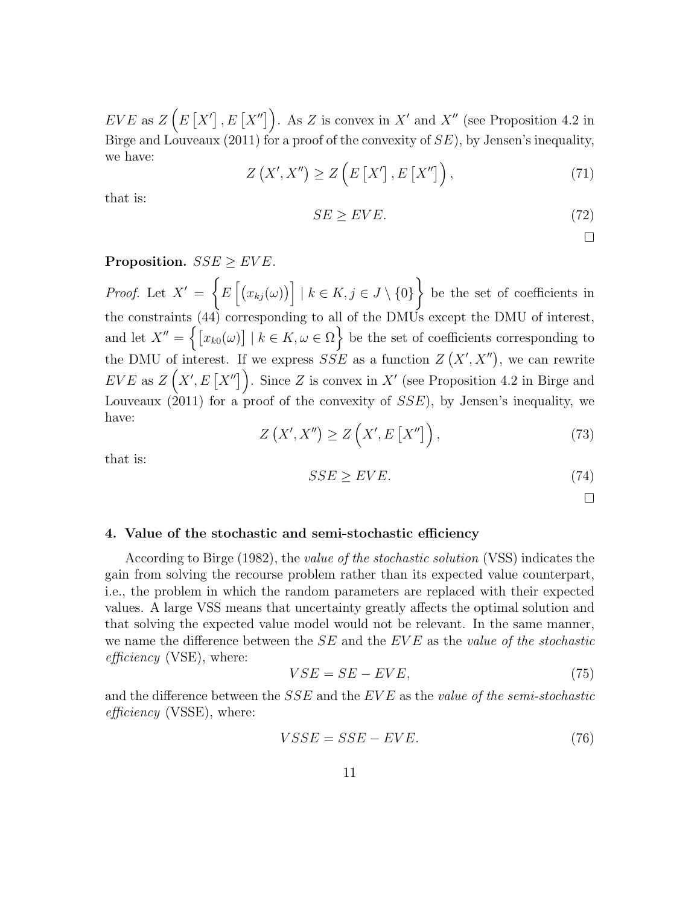$EVE$ as $Z\left(E\left[X'\right], E\left[X''\right]\right)$. As $Z$ is convex in $X'$ and $X''$ (see Proposition 4.2 in Birge and Louveaux (2011) for a proof of the convexity of $SE$), by Jensen's inequality, we have:

$$Z\left(X', X''\right) \geq Z\left(E\left[X'\right], E\left[X''\right]\right), \tag{71}$$

that is:

$$SE \geq EVE. \tag{72}$$

□

**Proposition.** *$SSE \geq EVE$.*

*Proof.* Let $X' = \left\{E\left[\left(x_{kj}(\omega)\right)\right] \mid k \in K, j \in J \setminus \{0\}\right\}$ be the set of coefficients in the constraints (44) corresponding to all of the DMUs except the DMU of interest, and let $X'' = \left\{\left[x_{k0}(\omega)\right] \mid k \in K, \omega \in \Omega\right\}$ be the set of coefficients corresponding to the DMU of interest. If we express $SSE$ as a function $Z\left(X', X''\right)$, we can rewrite $EVE$ as $Z\left(X', E\left[X''\right]\right)$. Since $Z$ is convex in $X'$ (see Proposition 4.2 in Birge and Louveaux (2011) for a proof of the convexity of $SSE$), by Jensen's inequality, we have:

$$Z\left(X', X''\right) \geq Z\left(X', E\left[X''\right]\right), \tag{73}$$

that is:

$$SSE \geq EVE. \tag{74}$$

□

## 4. Value of the stochastic and semi-stochastic efficiency

According to Birge (1982), the *value of the stochastic solution* (VSS) indicates the gain from solving the recourse problem rather than its expected value counterpart, i.e., the problem in which the random parameters are replaced with their expected values. A large VSS means that uncertainty greatly affects the optimal solution and that solving the expected value model would not be relevant. In the same manner, we name the difference between the $SE$ and the $EVE$ as the *value of the stochastic efficiency* (VSE), where:

$$VSE = SE - EVE, \tag{75}$$

and the difference between the $SSE$ and the $EVE$ as the *value of the semi-stochastic efficiency* (VSSE), where:

$$VSSE = SSE - EVE. \tag{76}$$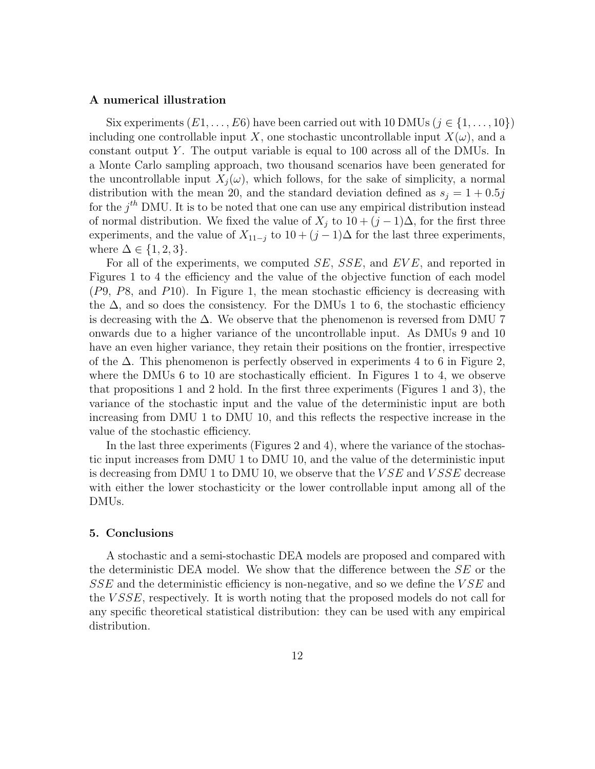**A numerical illustration**

Six experiments $(E1, \ldots, E6)$ have been carried out with 10 DMUs $(j \in \{1, \ldots, 10\})$ including one controllable input $X$, one stochastic uncontrollable input $X(\omega)$, and a constant output $Y$. The output variable is equal to 100 across all of the DMUs. In a Monte Carlo sampling approach, two thousand scenarios have been generated for the uncontrollable input $X_j(\omega)$, which follows, for the sake of simplicity, a normal distribution with the mean 20, and the standard deviation defined as $s_j = 1 + 0.5j$ for the $j^{th}$ DMU. It is to be noted that one can use any empirical distribution instead of normal distribution. We fixed the value of $X_j$ to $10 + (j-1)\Delta$, for the first three experiments, and the value of $X_{11-j}$ to $10 + (j-1)\Delta$ for the last three experiments, where $\Delta \in \{1, 2, 3\}$.

For all of the experiments, we computed $SE$, $SSE$, and $EVE$, and reported in Figures 1 to 4 the efficiency and the value of the objective function of each model ($P9$, $P8$, and $P10$). In Figure 1, the mean stochastic efficiency is decreasing with the $\Delta$, and so does the consistency. For the DMUs 1 to 6, the stochastic efficiency is decreasing with the $\Delta$. We observe that the phenomenon is reversed from DMU 7 onwards due to a higher variance of the uncontrollable input. As DMUs 9 and 10 have an even higher variance, they retain their positions on the frontier, irrespective of the $\Delta$. This phenomenon is perfectly observed in experiments 4 to 6 in Figure 2, where the DMUs 6 to 10 are stochastically efficient. In Figures 1 to 4, we observe that propositions 1 and 2 hold. In the first three experiments (Figures 1 and 3), the variance of the stochastic input and the value of the deterministic input are both increasing from DMU 1 to DMU 10, and this reflects the respective increase in the value of the stochastic efficiency.

In the last three experiments (Figures 2 and 4), where the variance of the stochastic input increases from DMU 1 to DMU 10, and the value of the deterministic input is decreasing from DMU 1 to DMU 10, we observe that the $VSE$ and $VSSE$ decrease with either the lower stochasticity or the lower controllable input among all of the DMUs.

## 5. Conclusions

A stochastic and a semi-stochastic DEA models are proposed and compared with the deterministic DEA model. We show that the difference between the $SE$ or the $SSE$ and the deterministic efficiency is non-negative, and so we define the $VSE$ and the $VSSE$, respectively. It is worth noting that the proposed models do not call for any specific theoretical statistical distribution: they can be used with any empirical distribution.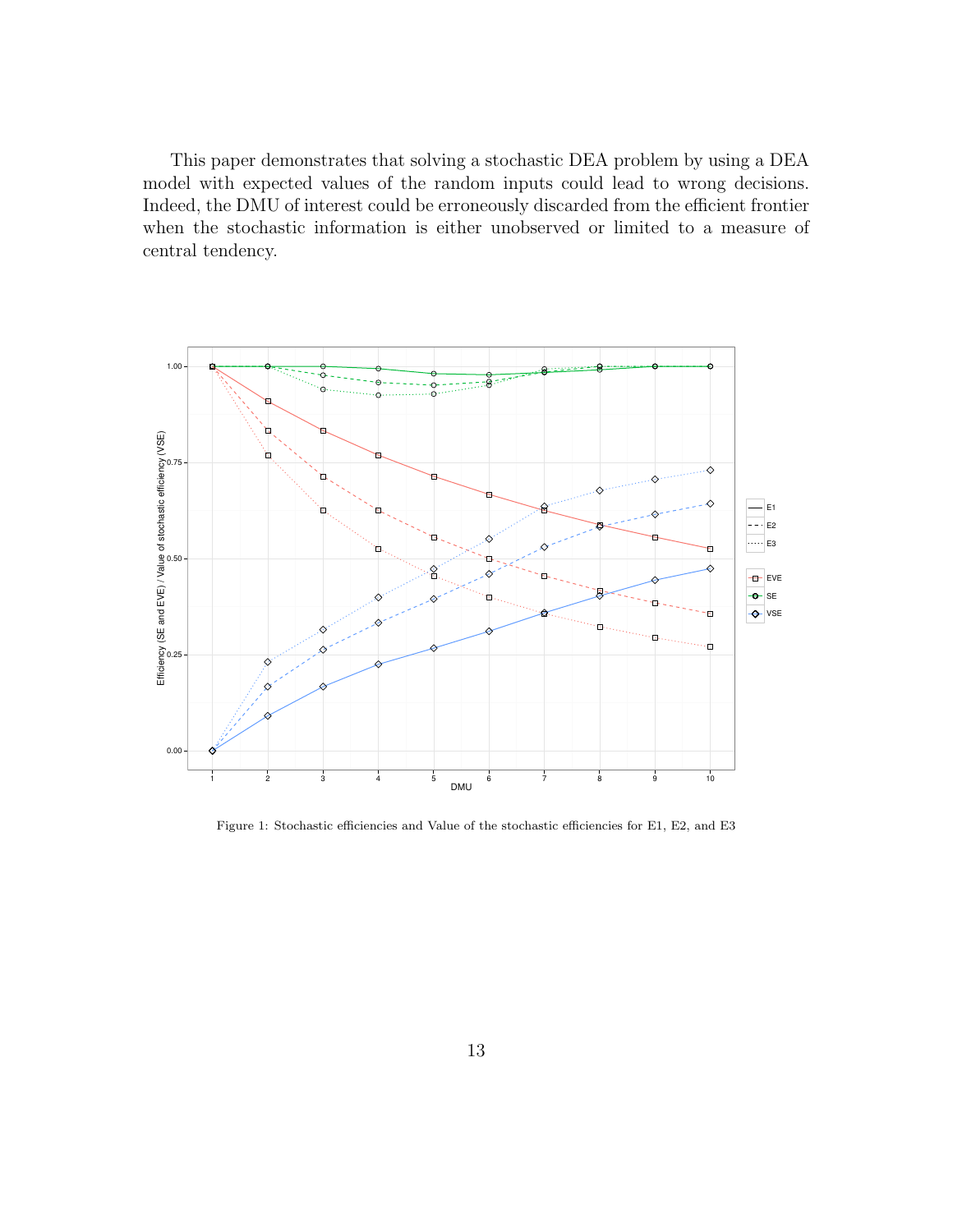This paper demonstrates that solving a stochastic DEA problem by using a DEA model with expected values of the random inputs could lead to wrong decisions. Indeed, the DMU of interest could be erroneously discarded from the efficient frontier when the stochastic information is either unobserved or limited to a measure of central tendency.

Figure 1: Stochastic efficiencies and Value of the stochastic efficiencies for E1, E2, and E3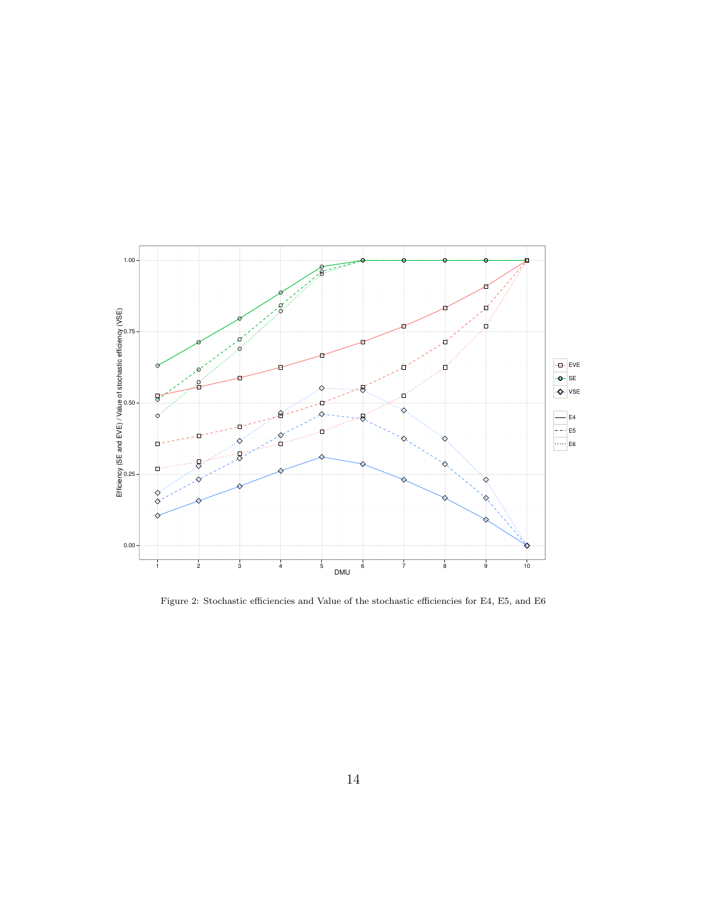Figure 2: Stochastic efficiencies and Value of the stochastic efficiencies for E4, E5, and E6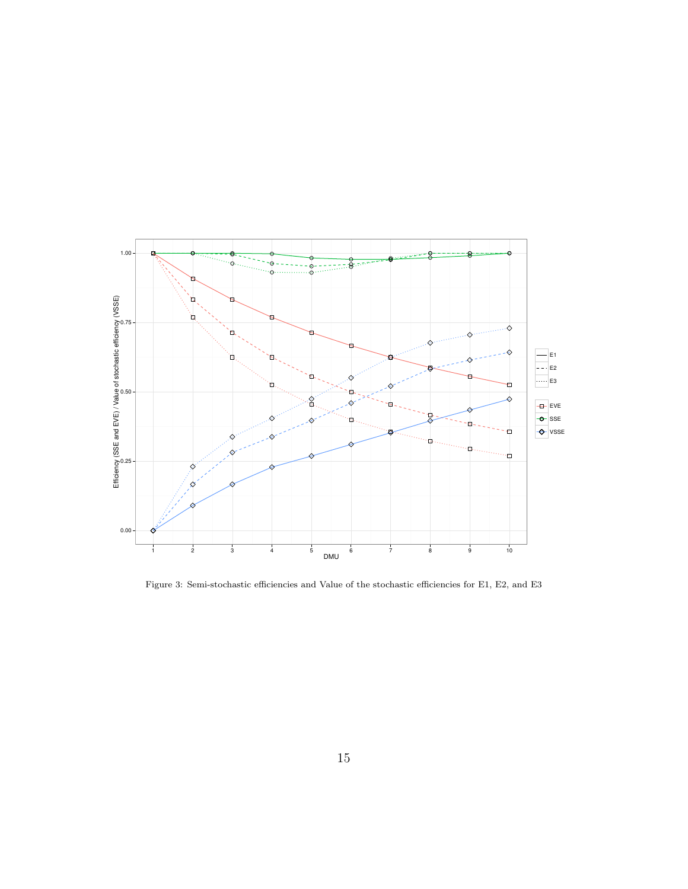Figure 3: Semi-stochastic efficiencies and Value of the stochastic efficiencies for E1, E2, and E3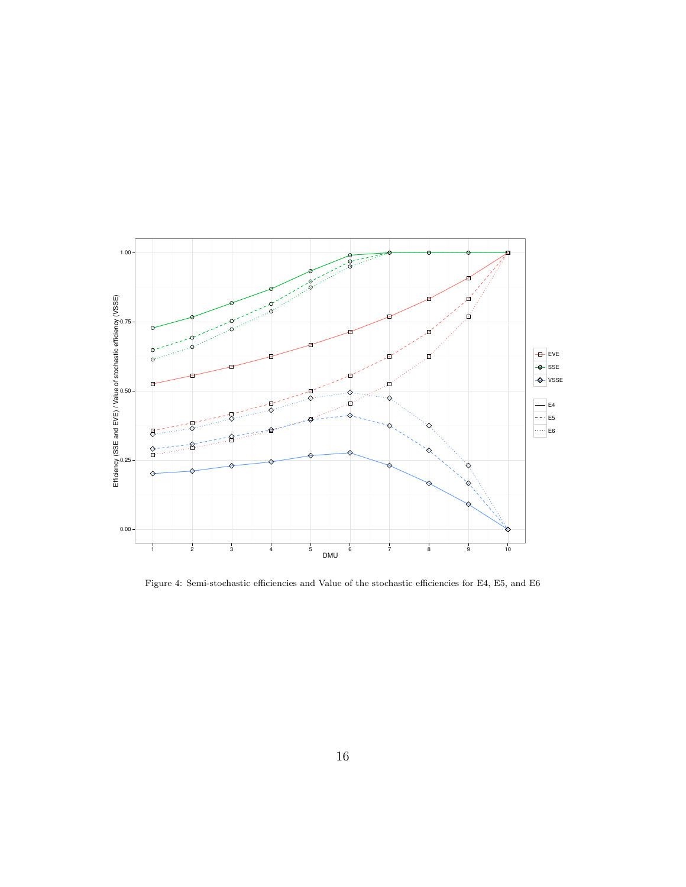Figure 4: Semi-stochastic efficiencies and Value of the stochastic efficiencies for E4, E5, and E6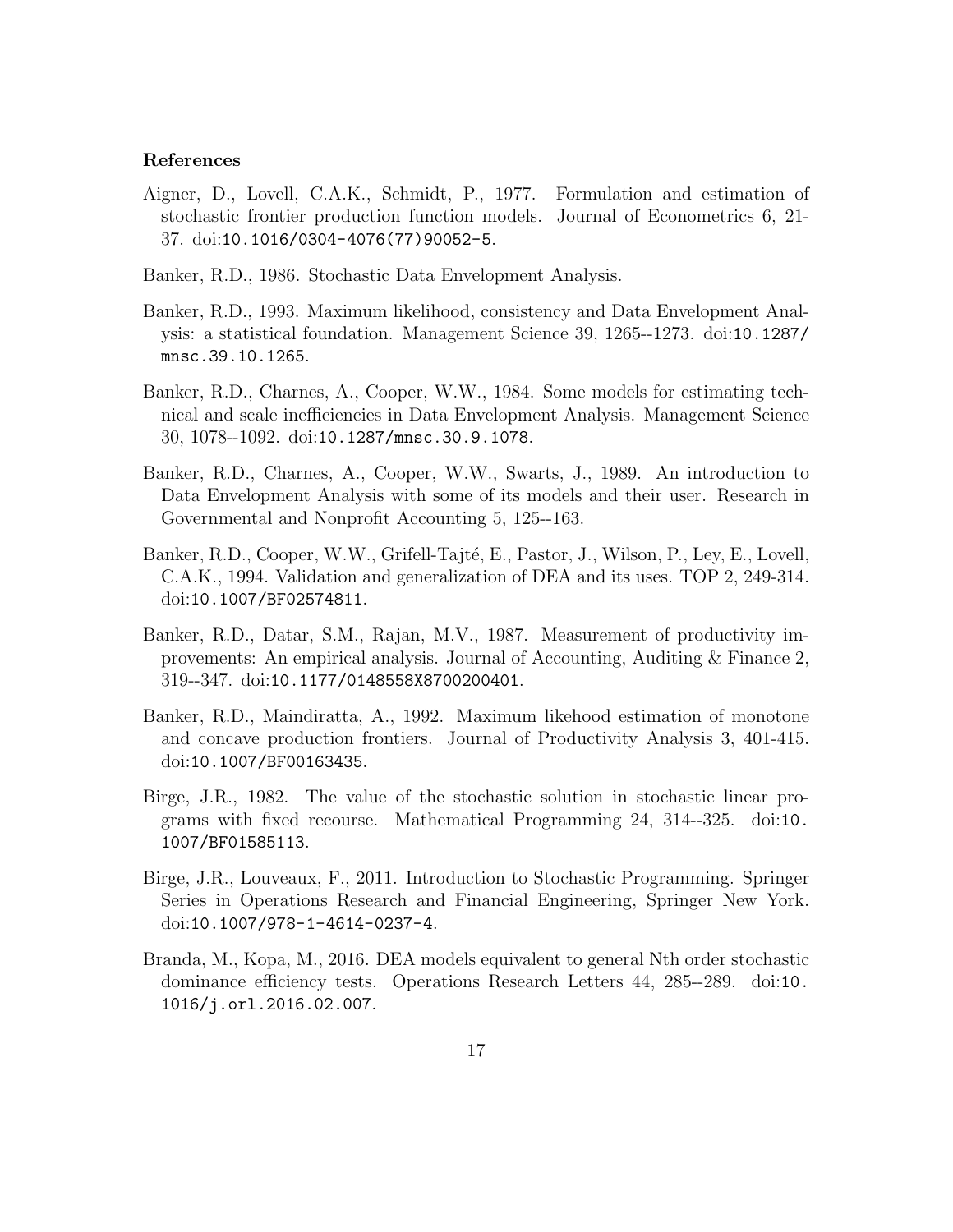### References

Aigner, D., Lovell, C.A.K., Schmidt, P., 1977. Formulation and estimation of stochastic frontier production function models. Journal of Econometrics 6, 21-37. doi:10.1016/0304-4076(77)90052-5.

Banker, R.D., 1986. Stochastic Data Envelopment Analysis.

Banker, R.D., 1993. Maximum likelihood, consistency and Data Envelopment Analysis: a statistical foundation. Management Science 39, 1265--1273. doi:10.1287/mnsc.39.10.1265.

Banker, R.D., Charnes, A., Cooper, W.W., 1984. Some models for estimating technical and scale inefficiencies in Data Envelopment Analysis. Management Science 30, 1078--1092. doi:10.1287/mnsc.30.9.1078.

Banker, R.D., Charnes, A., Cooper, W.W., Swarts, J., 1989. An introduction to Data Envelopment Analysis with some of its models and their user. Research in Governmental and Nonprofit Accounting 5, 125--163.

Banker, R.D., Cooper, W.W., Grifell-Tajté, E., Pastor, J., Wilson, P., Ley, E., Lovell, C.A.K., 1994. Validation and generalization of DEA and its uses. TOP 2, 249-314. doi:10.1007/BF02574811.

Banker, R.D., Datar, S.M., Rajan, M.V., 1987. Measurement of productivity improvements: An empirical analysis. Journal of Accounting, Auditing & Finance 2, 319--347. doi:10.1177/0148558X8700200401.

Banker, R.D., Maindiratta, A., 1992. Maximum likehood estimation of monotone and concave production frontiers. Journal of Productivity Analysis 3, 401-415. doi:10.1007/BF00163435.

Birge, J.R., 1982. The value of the stochastic solution in stochastic linear programs with fixed recourse. Mathematical Programming 24, 314--325. doi:10.1007/BF01585113.

Birge, J.R., Louveaux, F., 2011. Introduction to Stochastic Programming. Springer Series in Operations Research and Financial Engineering, Springer New York. doi:10.1007/978-1-4614-0237-4.

Branda, M., Kopa, M., 2016. DEA models equivalent to general Nth order stochastic dominance efficiency tests. Operations Research Letters 44, 285--289. doi:10.1016/j.orl.2016.02.007.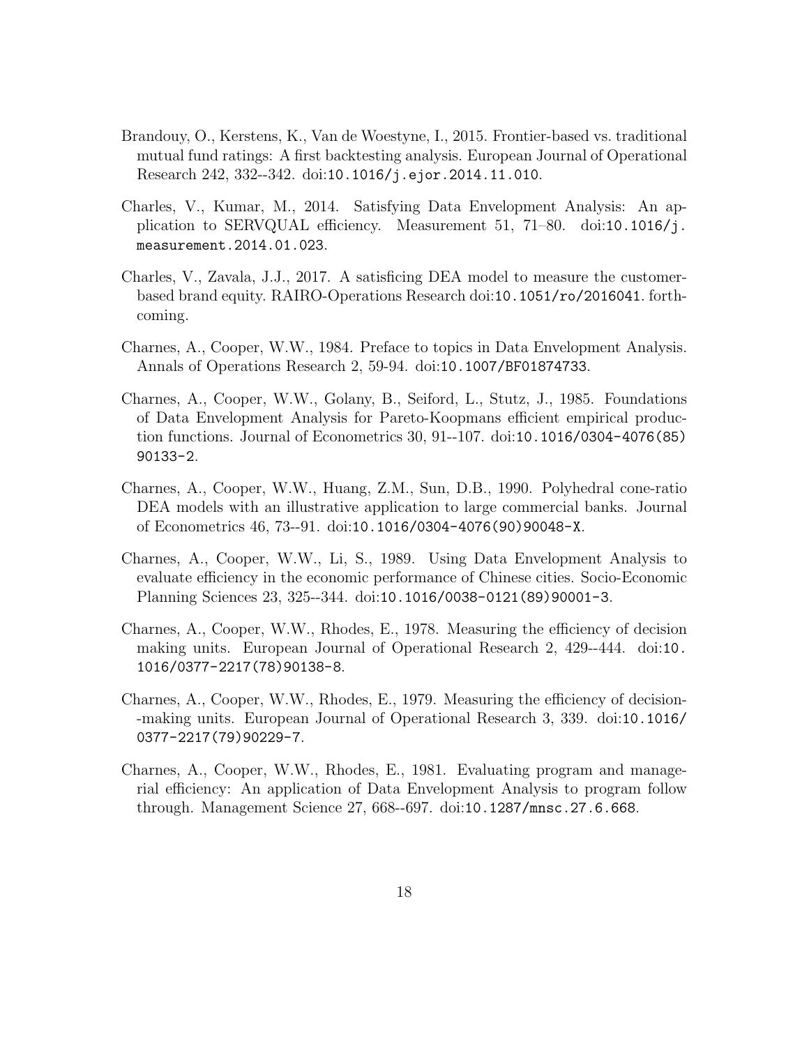Brandouy, O., Kerstens, K., Van de Woestyne, I., 2015. Frontier-based vs. traditional mutual fund ratings: A first backtesting analysis. European Journal of Operational Research 242, 332--342. doi:10.1016/j.ejor.2014.11.010.

Charles, V., Kumar, M., 2014. Satisfying Data Envelopment Analysis: An application to SERVQUAL efficiency. Measurement 51, 71–80. doi:10.1016/j.measurement.2014.01.023.

Charles, V., Zavala, J.J., 2017. A satisficing DEA model to measure the customer-based brand equity. RAIRO-Operations Research doi:10.1051/ro/2016041. forthcoming.

Charnes, A., Cooper, W.W., 1984. Preface to topics in Data Envelopment Analysis. Annals of Operations Research 2, 59-94. doi:10.1007/BF01874733.

Charnes, A., Cooper, W.W., Golany, B., Seiford, L., Stutz, J., 1985. Foundations of Data Envelopment Analysis for Pareto-Koopmans efficient empirical production functions. Journal of Econometrics 30, 91--107. doi:10.1016/0304-4076(85)90133-2.

Charnes, A., Cooper, W.W., Huang, Z.M., Sun, D.B., 1990. Polyhedral cone-ratio DEA models with an illustrative application to large commercial banks. Journal of Econometrics 46, 73--91. doi:10.1016/0304-4076(90)90048-X.

Charnes, A., Cooper, W.W., Li, S., 1989. Using Data Envelopment Analysis to evaluate efficiency in the economic performance of Chinese cities. Socio-Economic Planning Sciences 23, 325--344. doi:10.1016/0038-0121(89)90001-3.

Charnes, A., Cooper, W.W., Rhodes, E., 1978. Measuring the efficiency of decision making units. European Journal of Operational Research 2, 429--444. doi:10.1016/0377-2217(78)90138-8.

Charnes, A., Cooper, W.W., Rhodes, E., 1979. Measuring the efficiency of decision--making units. European Journal of Operational Research 3, 339. doi:10.1016/0377-2217(79)90229-7.

Charnes, A., Cooper, W.W., Rhodes, E., 1981. Evaluating program and managerial efficiency: An application of Data Envelopment Analysis to program follow through. Management Science 27, 668--697. doi:10.1287/mnsc.27.6.668.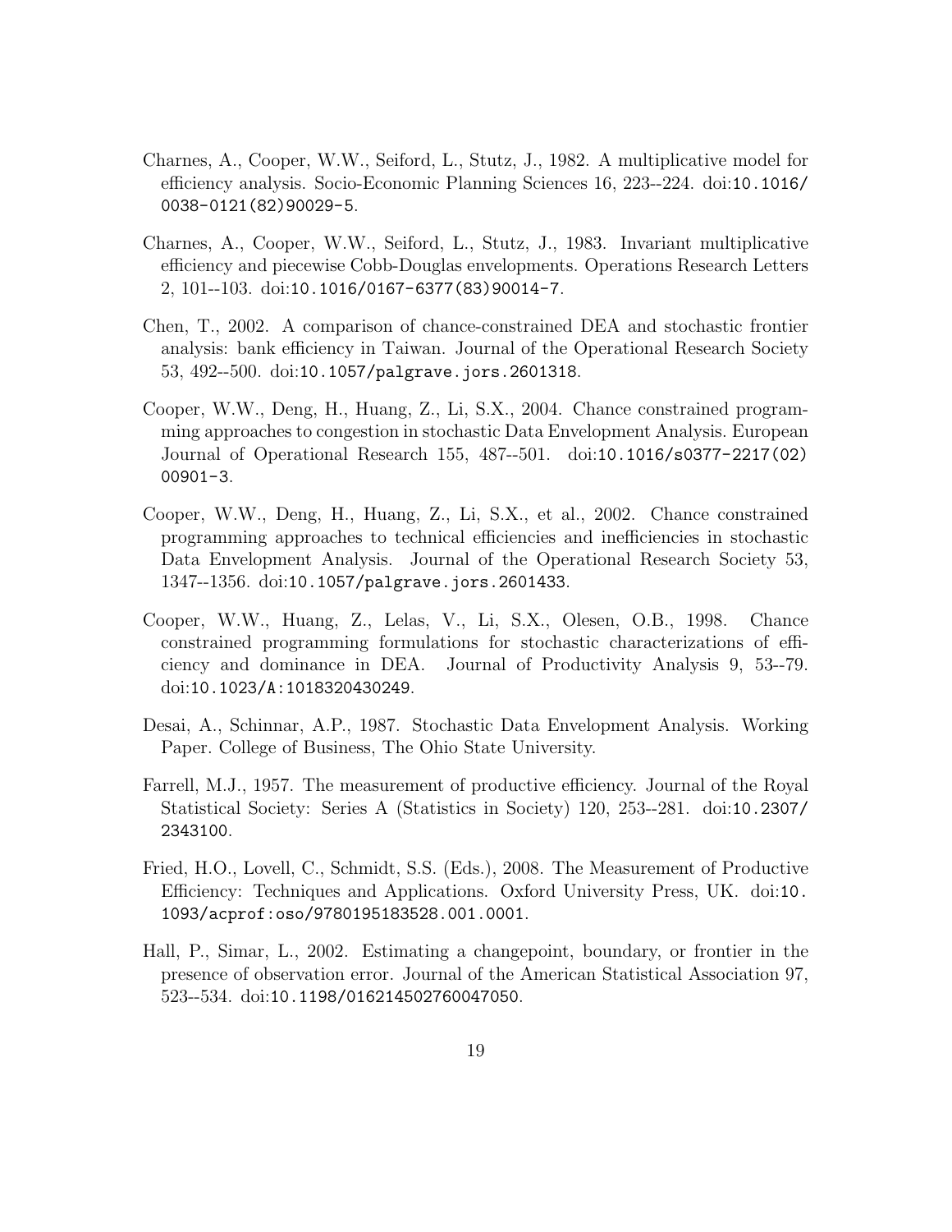Charnes, A., Cooper, W.W., Seiford, L., Stutz, J., 1982. A multiplicative model for efficiency analysis. Socio-Economic Planning Sciences 16, 223--224. doi:10.1016/0038-0121(82)90029-5.

Charnes, A., Cooper, W.W., Seiford, L., Stutz, J., 1983. Invariant multiplicative efficiency and piecewise Cobb-Douglas envelopments. Operations Research Letters 2, 101--103. doi:10.1016/0167-6377(83)90014-7.

Chen, T., 2002. A comparison of chance-constrained DEA and stochastic frontier analysis: bank efficiency in Taiwan. Journal of the Operational Research Society 53, 492--500. doi:10.1057/palgrave.jors.2601318.

Cooper, W.W., Deng, H., Huang, Z., Li, S.X., 2004. Chance constrained programming approaches to congestion in stochastic Data Envelopment Analysis. European Journal of Operational Research 155, 487--501. doi:10.1016/s0377-2217(02)00901-3.

Cooper, W.W., Deng, H., Huang, Z., Li, S.X., et al., 2002. Chance constrained programming approaches to technical efficiencies and inefficiencies in stochastic Data Envelopment Analysis. Journal of the Operational Research Society 53, 1347--1356. doi:10.1057/palgrave.jors.2601433.

Cooper, W.W., Huang, Z., Lelas, V., Li, S.X., Olesen, O.B., 1998. Chance constrained programming formulations for stochastic characterizations of efficiency and dominance in DEA. Journal of Productivity Analysis 9, 53--79. doi:10.1023/A:1018320430249.

Desai, A., Schinnar, A.P., 1987. Stochastic Data Envelopment Analysis. Working Paper. College of Business, The Ohio State University.

Farrell, M.J., 1957. The measurement of productive efficiency. Journal of the Royal Statistical Society: Series A (Statistics in Society) 120, 253--281. doi:10.2307/2343100.

Fried, H.O., Lovell, C., Schmidt, S.S. (Eds.), 2008. The Measurement of Productive Efficiency: Techniques and Applications. Oxford University Press, UK. doi:10.1093/acprof:oso/9780195183528.001.0001.

Hall, P., Simar, L., 2002. Estimating a changepoint, boundary, or frontier in the presence of observation error. Journal of the American Statistical Association 97, 523--534. doi:10.1198/016214502760047050.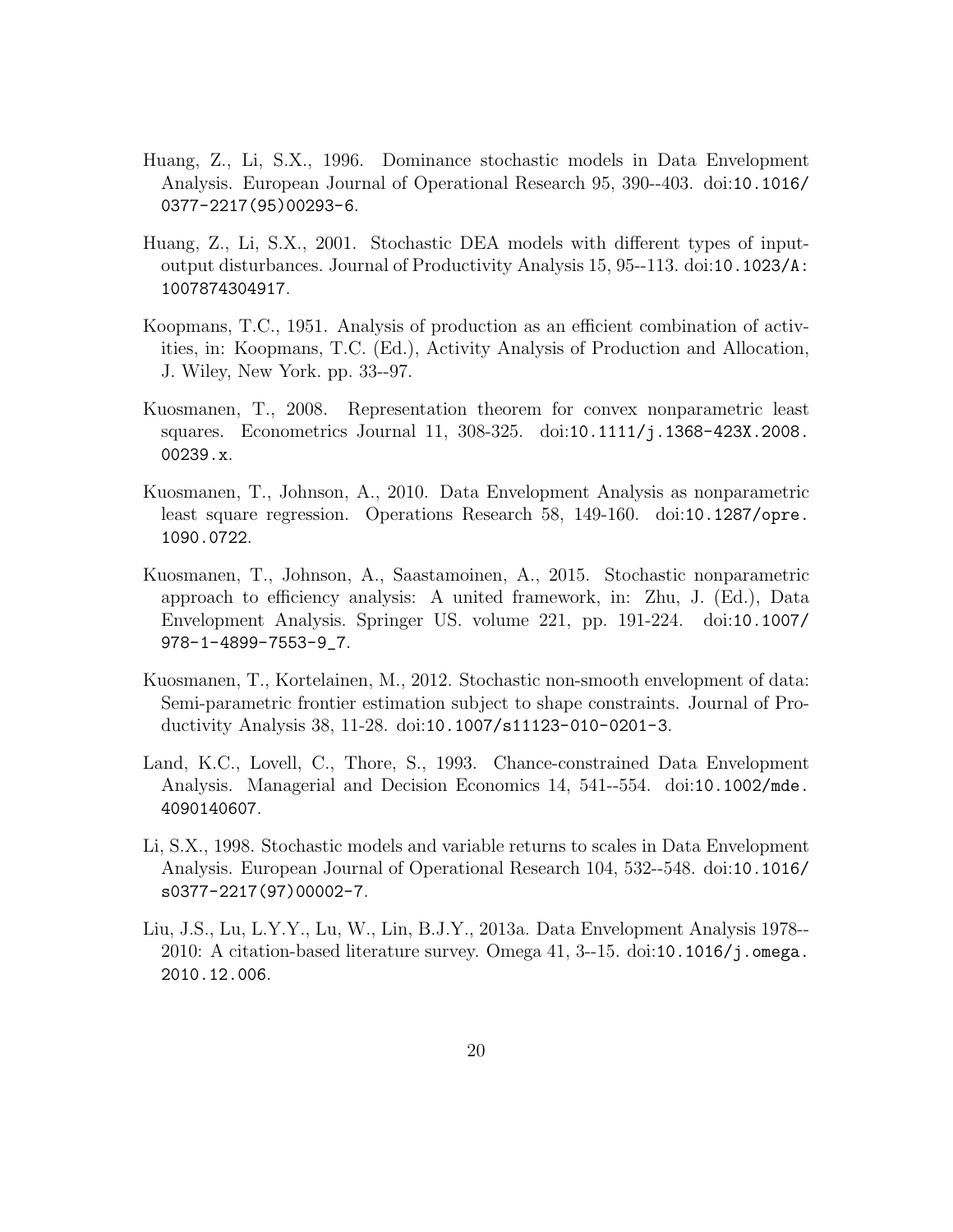Huang, Z., Li, S.X., 1996. Dominance stochastic models in Data Envelopment Analysis. European Journal of Operational Research 95, 390--403. doi:10.1016/0377-2217(95)00293-6.

Huang, Z., Li, S.X., 2001. Stochastic DEA models with different types of input-output disturbances. Journal of Productivity Analysis 15, 95--113. doi:10.1023/A:1007874304917.

Koopmans, T.C., 1951. Analysis of production as an efficient combination of activities, in: Koopmans, T.C. (Ed.), Activity Analysis of Production and Allocation, J. Wiley, New York. pp. 33--97.

Kuosmanen, T., 2008. Representation theorem for convex nonparametric least squares. Econometrics Journal 11, 308-325. doi:10.1111/j.1368-423X.2008.00239.x.

Kuosmanen, T., Johnson, A., 2010. Data Envelopment Analysis as nonparametric least square regression. Operations Research 58, 149-160. doi:10.1287/opre.1090.0722.

Kuosmanen, T., Johnson, A., Saastamoinen, A., 2015. Stochastic nonparametric approach to efficiency analysis: A united framework, in: Zhu, J. (Ed.), Data Envelopment Analysis. Springer US. volume 221, pp. 191-224. doi:10.1007/978-1-4899-7553-9_7.

Kuosmanen, T., Kortelainen, M., 2012. Stochastic non-smooth envelopment of data: Semi-parametric frontier estimation subject to shape constraints. Journal of Productivity Analysis 38, 11-28. doi:10.1007/s11123-010-0201-3.

Land, K.C., Lovell, C., Thore, S., 1993. Chance-constrained Data Envelopment Analysis. Managerial and Decision Economics 14, 541--554. doi:10.1002/mde.4090140607.

Li, S.X., 1998. Stochastic models and variable returns to scales in Data Envelopment Analysis. European Journal of Operational Research 104, 532--548. doi:10.1016/s0377-2217(97)00002-7.

Liu, J.S., Lu, L.Y.Y., Lu, W., Lin, B.J.Y., 2013a. Data Envelopment Analysis 1978--2010: A citation-based literature survey. Omega 41, 3--15. doi:10.1016/j.omega.2010.12.006.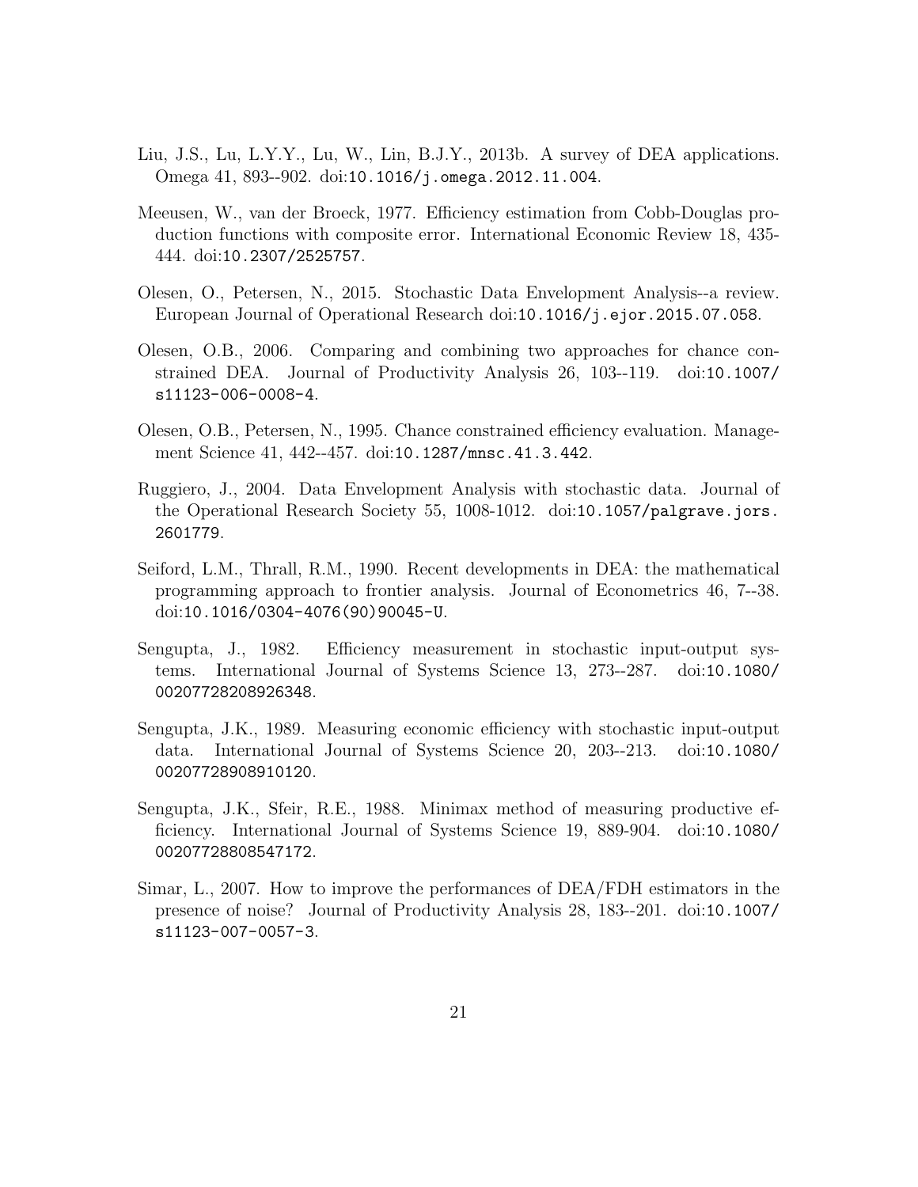Liu, J.S., Lu, L.Y.Y., Lu, W., Lin, B.J.Y., 2013b. A survey of DEA applications. Omega 41, 893--902. doi:10.1016/j.omega.2012.11.004.

Meeusen, W., van der Broeck, 1977. Efficiency estimation from Cobb-Douglas production functions with composite error. International Economic Review 18, 435-444. doi:10.2307/2525757.

Olesen, O., Petersen, N., 2015. Stochastic Data Envelopment Analysis--a review. European Journal of Operational Research doi:10.1016/j.ejor.2015.07.058.

Olesen, O.B., 2006. Comparing and combining two approaches for chance constrained DEA. Journal of Productivity Analysis 26, 103--119. doi:10.1007/s11123-006-0008-4.

Olesen, O.B., Petersen, N., 1995. Chance constrained efficiency evaluation. Management Science 41, 442--457. doi:10.1287/mnsc.41.3.442.

Ruggiero, J., 2004. Data Envelopment Analysis with stochastic data. Journal of the Operational Research Society 55, 1008-1012. doi:10.1057/palgrave.jors.2601779.

Seiford, L.M., Thrall, R.M., 1990. Recent developments in DEA: the mathematical programming approach to frontier analysis. Journal of Econometrics 46, 7--38. doi:10.1016/0304-4076(90)90045-U.

Sengupta, J., 1982. Efficiency measurement in stochastic input-output systems. International Journal of Systems Science 13, 273--287. doi:10.1080/00207728208926348.

Sengupta, J.K., 1989. Measuring economic efficiency with stochastic input-output data. International Journal of Systems Science 20, 203--213. doi:10.1080/00207728908910120.

Sengupta, J.K., Sfeir, R.E., 1988. Minimax method of measuring productive efficiency. International Journal of Systems Science 19, 889-904. doi:10.1080/00207728808547172.

Simar, L., 2007. How to improve the performances of DEA/FDH estimators in the presence of noise? Journal of Productivity Analysis 28, 183--201. doi:10.1007/s11123-007-0057-3.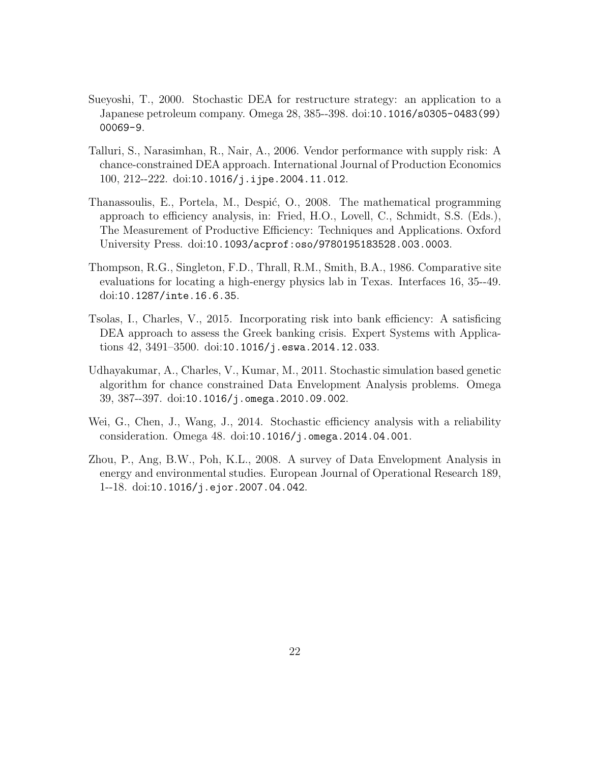Sueyoshi, T., 2000. Stochastic DEA for restructure strategy: an application to a Japanese petroleum company. Omega 28, 385--398. doi:10.1016/s0305-0483(99)00069-9.

Talluri, S., Narasimhan, R., Nair, A., 2006. Vendor performance with supply risk: A chance-constrained DEA approach. International Journal of Production Economics 100, 212--222. doi:10.1016/j.ijpe.2004.11.012.

Thanassoulis, E., Portela, M., Despić, O., 2008. The mathematical programming approach to efficiency analysis, in: Fried, H.O., Lovell, C., Schmidt, S.S. (Eds.), The Measurement of Productive Efficiency: Techniques and Applications. Oxford University Press. doi:10.1093/acprof:oso/9780195183528.003.0003.

Thompson, R.G., Singleton, F.D., Thrall, R.M., Smith, B.A., 1986. Comparative site evaluations for locating a high-energy physics lab in Texas. Interfaces 16, 35--49. doi:10.1287/inte.16.6.35.

Tsolas, I., Charles, V., 2015. Incorporating risk into bank efficiency: A satisficing DEA approach to assess the Greek banking crisis. Expert Systems with Applications 42, 3491–3500. doi:10.1016/j.eswa.2014.12.033.

Udhayakumar, A., Charles, V., Kumar, M., 2011. Stochastic simulation based genetic algorithm for chance constrained Data Envelopment Analysis problems. Omega 39, 387--397. doi:10.1016/j.omega.2010.09.002.

Wei, G., Chen, J., Wang, J., 2014. Stochastic efficiency analysis with a reliability consideration. Omega 48. doi:10.1016/j.omega.2014.04.001.

Zhou, P., Ang, B.W., Poh, K.L., 2008. A survey of Data Envelopment Analysis in energy and environmental studies. European Journal of Operational Research 189, 1--18. doi:10.1016/j.ejor.2007.04.042.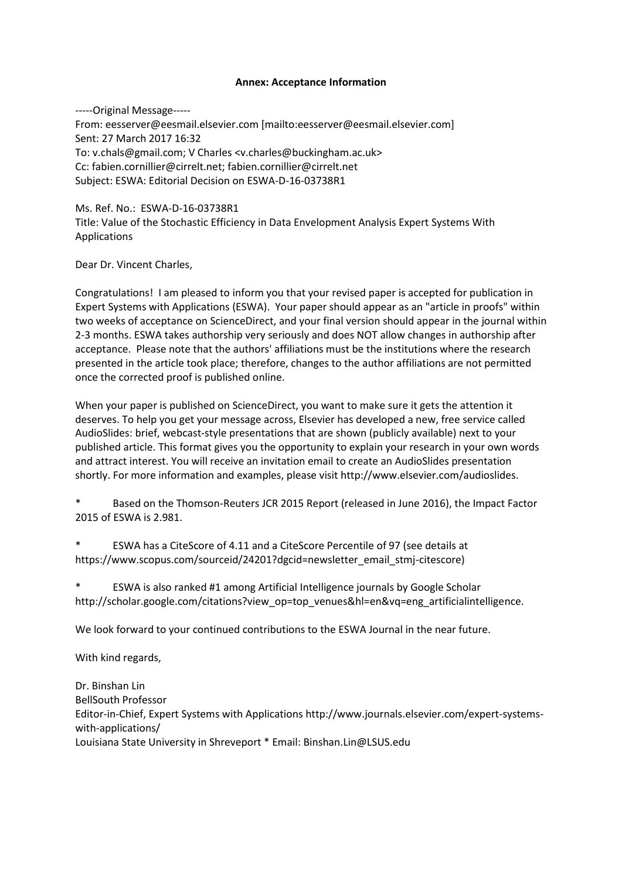**Annex: Acceptance Information**

-----Original Message-----
From: eesserver@eesmail.elsevier.com [mailto:eesserver@eesmail.elsevier.com]
Sent: 27 March 2017 16:32
To: v.chals@gmail.com; V Charles <v.charles@buckingham.ac.uk>
Cc: fabien.cornillier@cirrelt.net; fabien.cornillier@cirrelt.net
Subject: ESWA: Editorial Decision on ESWA-D-16-03738R1

Ms. Ref. No.: ESWA-D-16-03738R1
Title: Value of the Stochastic Efficiency in Data Envelopment Analysis Expert Systems With Applications

Dear Dr. Vincent Charles,

Congratulations! I am pleased to inform you that your revised paper is accepted for publication in Expert Systems with Applications (ESWA). Your paper should appear as an "article in proofs" within two weeks of acceptance on ScienceDirect, and your final version should appear in the journal within 2-3 months. ESWA takes authorship very seriously and does NOT allow changes in authorship after acceptance. Please note that the authors' affiliations must be the institutions where the research presented in the article took place; therefore, changes to the author affiliations are not permitted once the corrected proof is published online.

When your paper is published on ScienceDirect, you want to make sure it gets the attention it deserves. To help you get your message across, Elsevier has developed a new, free service called AudioSlides: brief, webcast-style presentations that are shown (publicly available) next to your published article. This format gives you the opportunity to explain your research in your own words and attract interest. You will receive an invitation email to create an AudioSlides presentation shortly. For more information and examples, please visit http://www.elsevier.com/audioslides.

* Based on the Thomson-Reuters JCR 2015 Report (released in June 2016), the Impact Factor 2015 of ESWA is 2.981.

* ESWA has a CiteScore of 4.11 and a CiteScore Percentile of 97 (see details at https://www.scopus.com/sourceid/24201?dgcid=newsletter_email_stmj-citescore)

* ESWA is also ranked #1 among Artificial Intelligence journals by Google Scholar http://scholar.google.com/citations?view_op=top_venues&hl=en&vq=eng_artificialintelligence.

We look forward to your continued contributions to the ESWA Journal in the near future.

With kind regards,

Dr. Binshan Lin
BellSouth Professor
Editor-in-Chief, Expert Systems with Applications http://www.journals.elsevier.com/expert-systems-with-applications/
Louisiana State University in Shreveport * Email: Binshan.Lin@LSUS.edu